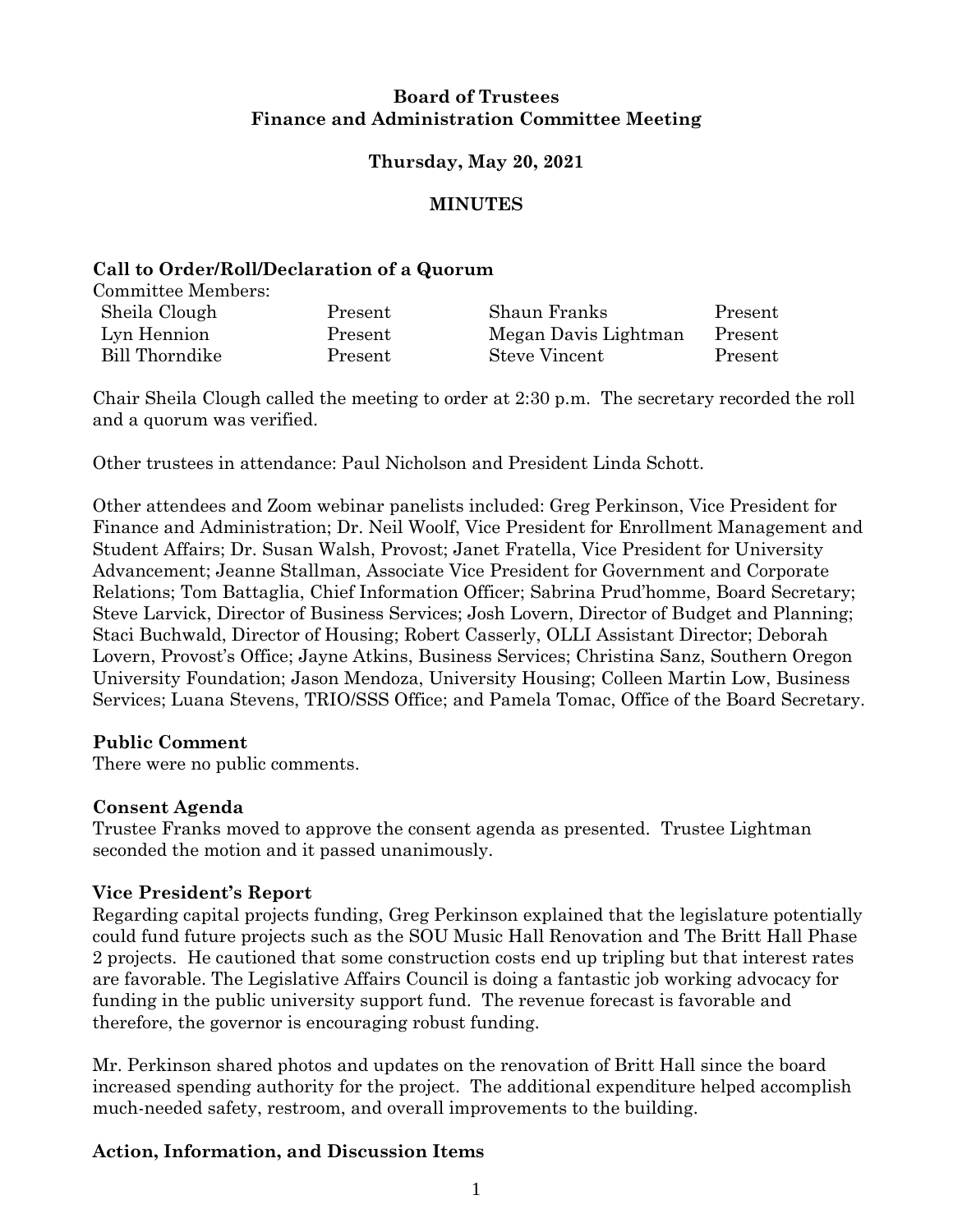**Board of Trustees**
**Finance and Administration Committee Meeting**

**Thursday, May 20, 2021**

**MINUTES**

## Call to Order/Roll/Declaration of a Quorum

Committee Members:

| | | | |
|---|---|---|---|
| Sheila Clough | Present | Shaun Franks | Present |
| Lyn Hennion | Present | Megan Davis Lightman | Present |
| Bill Thorndike | Present | Steve Vincent | Present |

Chair Sheila Clough called the meeting to order at 2:30 p.m. The secretary recorded the roll and a quorum was verified.

Other trustees in attendance: Paul Nicholson and President Linda Schott.

Other attendees and Zoom webinar panelists included: Greg Perkinson, Vice President for Finance and Administration; Dr. Neil Woolf, Vice President for Enrollment Management and Student Affairs; Dr. Susan Walsh, Provost; Janet Fratella, Vice President for University Advancement; Jeanne Stallman, Associate Vice President for Government and Corporate Relations; Tom Battaglia, Chief Information Officer; Sabrina Prud'homme, Board Secretary; Steve Larvick, Director of Business Services; Josh Lovern, Director of Budget and Planning; Staci Buchwald, Director of Housing; Robert Casserly, OLLI Assistant Director; Deborah Lovern, Provost's Office; Jayne Atkins, Business Services; Christina Sanz, Southern Oregon University Foundation; Jason Mendoza, University Housing; Colleen Martin Low, Business Services; Luana Stevens, TRIO/SSS Office; and Pamela Tomac, Office of the Board Secretary.

## Public Comment

There were no public comments.

## Consent Agenda

Trustee Franks moved to approve the consent agenda as presented. Trustee Lightman seconded the motion and it passed unanimously.

## Vice President's Report

Regarding capital projects funding, Greg Perkinson explained that the legislature potentially could fund future projects such as the SOU Music Hall Renovation and The Britt Hall Phase 2 projects. He cautioned that some construction costs end up tripling but that interest rates are favorable. The Legislative Affairs Council is doing a fantastic job working advocacy for funding in the public university support fund. The revenue forecast is favorable and therefore, the governor is encouraging robust funding.

Mr. Perkinson shared photos and updates on the renovation of Britt Hall since the board increased spending authority for the project. The additional expenditure helped accomplish much-needed safety, restroom, and overall improvements to the building.

## Action, Information, and Discussion Items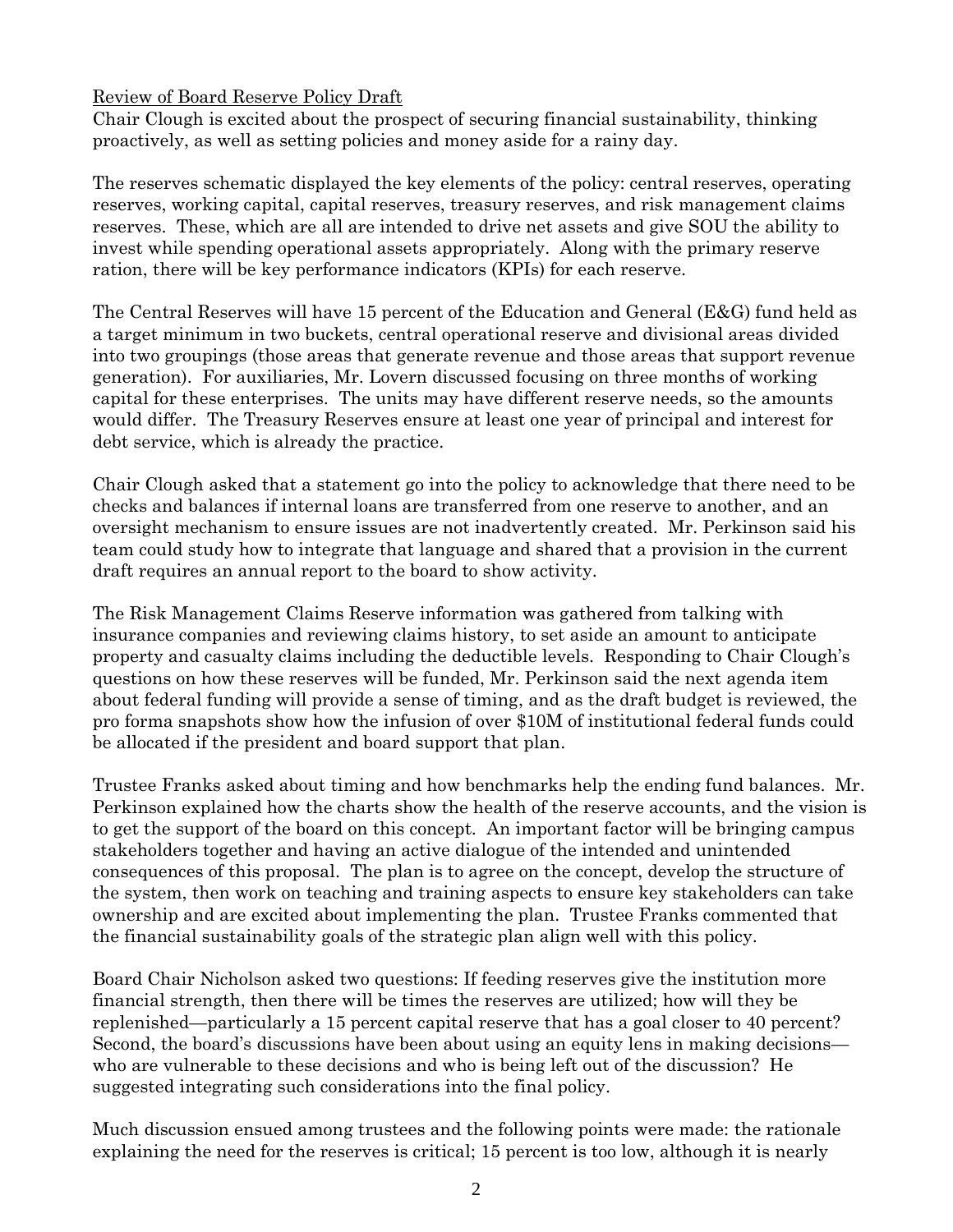Review of Board Reserve Policy Draft

Chair Clough is excited about the prospect of securing financial sustainability, thinking proactively, as well as setting policies and money aside for a rainy day.

The reserves schematic displayed the key elements of the policy: central reserves, operating reserves, working capital, capital reserves, treasury reserves, and risk management claims reserves. These, which are all are intended to drive net assets and give SOU the ability to invest while spending operational assets appropriately. Along with the primary reserve ration, there will be key performance indicators (KPIs) for each reserve.

The Central Reserves will have 15 percent of the Education and General (E&G) fund held as a target minimum in two buckets, central operational reserve and divisional areas divided into two groupings (those areas that generate revenue and those areas that support revenue generation). For auxiliaries, Mr. Lovern discussed focusing on three months of working capital for these enterprises. The units may have different reserve needs, so the amounts would differ. The Treasury Reserves ensure at least one year of principal and interest for debt service, which is already the practice.

Chair Clough asked that a statement go into the policy to acknowledge that there need to be checks and balances if internal loans are transferred from one reserve to another, and an oversight mechanism to ensure issues are not inadvertently created. Mr. Perkinson said his team could study how to integrate that language and shared that a provision in the current draft requires an annual report to the board to show activity.

The Risk Management Claims Reserve information was gathered from talking with insurance companies and reviewing claims history, to set aside an amount to anticipate property and casualty claims including the deductible levels. Responding to Chair Clough's questions on how these reserves will be funded, Mr. Perkinson said the next agenda item about federal funding will provide a sense of timing, and as the draft budget is reviewed, the pro forma snapshots show how the infusion of over $10M of institutional federal funds could be allocated if the president and board support that plan.

Trustee Franks asked about timing and how benchmarks help the ending fund balances. Mr. Perkinson explained how the charts show the health of the reserve accounts, and the vision is to get the support of the board on this concept. An important factor will be bringing campus stakeholders together and having an active dialogue of the intended and unintended consequences of this proposal. The plan is to agree on the concept, develop the structure of the system, then work on teaching and training aspects to ensure key stakeholders can take ownership and are excited about implementing the plan. Trustee Franks commented that the financial sustainability goals of the strategic plan align well with this policy.

Board Chair Nicholson asked two questions: If feeding reserves give the institution more financial strength, then there will be times the reserves are utilized; how will they be replenished—particularly a 15 percent capital reserve that has a goal closer to 40 percent? Second, the board's discussions have been about using an equity lens in making decisions—who are vulnerable to these decisions and who is being left out of the discussion? He suggested integrating such considerations into the final policy.

Much discussion ensued among trustees and the following points were made: the rationale explaining the need for the reserves is critical; 15 percent is too low, although it is nearly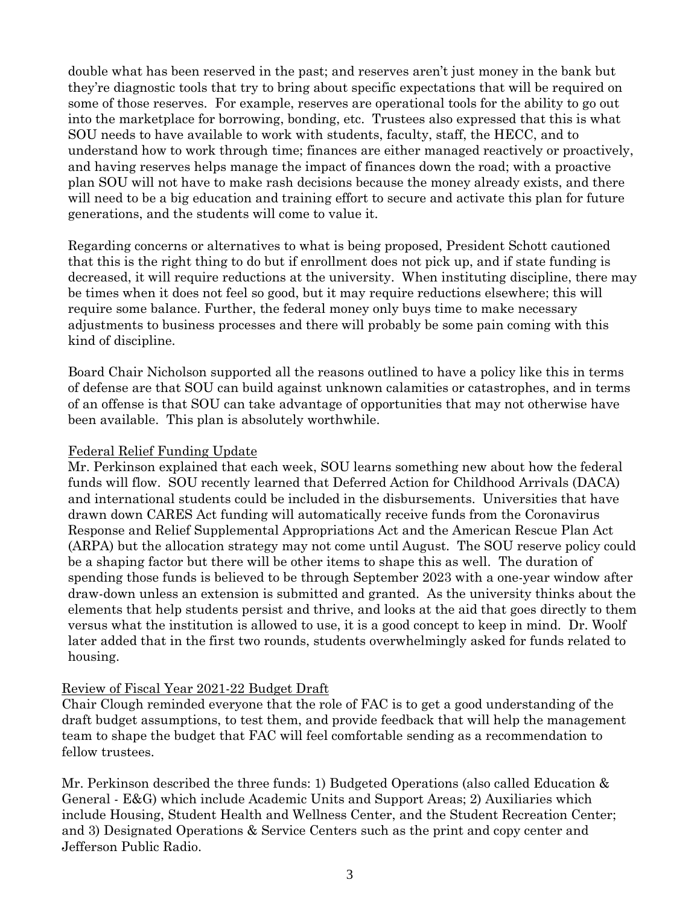double what has been reserved in the past; and reserves aren't just money in the bank but they're diagnostic tools that try to bring about specific expectations that will be required on some of those reserves. For example, reserves are operational tools for the ability to go out into the marketplace for borrowing, bonding, etc. Trustees also expressed that this is what SOU needs to have available to work with students, faculty, staff, the HECC, and to understand how to work through time; finances are either managed reactively or proactively, and having reserves helps manage the impact of finances down the road; with a proactive plan SOU will not have to make rash decisions because the money already exists, and there will need to be a big education and training effort to secure and activate this plan for future generations, and the students will come to value it.

Regarding concerns or alternatives to what is being proposed, President Schott cautioned that this is the right thing to do but if enrollment does not pick up, and if state funding is decreased, it will require reductions at the university. When instituting discipline, there may be times when it does not feel so good, but it may require reductions elsewhere; this will require some balance. Further, the federal money only buys time to make necessary adjustments to business processes and there will probably be some pain coming with this kind of discipline.

Board Chair Nicholson supported all the reasons outlined to have a policy like this in terms of defense are that SOU can build against unknown calamities or catastrophes, and in terms of an offense is that SOU can take advantage of opportunities that may not otherwise have been available. This plan is absolutely worthwhile.

Federal Relief Funding Update

Mr. Perkinson explained that each week, SOU learns something new about how the federal funds will flow. SOU recently learned that Deferred Action for Childhood Arrivals (DACA) and international students could be included in the disbursements. Universities that have drawn down CARES Act funding will automatically receive funds from the Coronavirus Response and Relief Supplemental Appropriations Act and the American Rescue Plan Act (ARPA) but the allocation strategy may not come until August. The SOU reserve policy could be a shaping factor but there will be other items to shape this as well. The duration of spending those funds is believed to be through September 2023 with a one-year window after draw-down unless an extension is submitted and granted. As the university thinks about the elements that help students persist and thrive, and looks at the aid that goes directly to them versus what the institution is allowed to use, it is a good concept to keep in mind. Dr. Woolf later added that in the first two rounds, students overwhelmingly asked for funds related to housing.

Review of Fiscal Year 2021-22 Budget Draft

Chair Clough reminded everyone that the role of FAC is to get a good understanding of the draft budget assumptions, to test them, and provide feedback that will help the management team to shape the budget that FAC will feel comfortable sending as a recommendation to fellow trustees.

Mr. Perkinson described the three funds: 1) Budgeted Operations (also called Education & General - E&G) which include Academic Units and Support Areas; 2) Auxiliaries which include Housing, Student Health and Wellness Center, and the Student Recreation Center; and 3) Designated Operations & Service Centers such as the print and copy center and Jefferson Public Radio.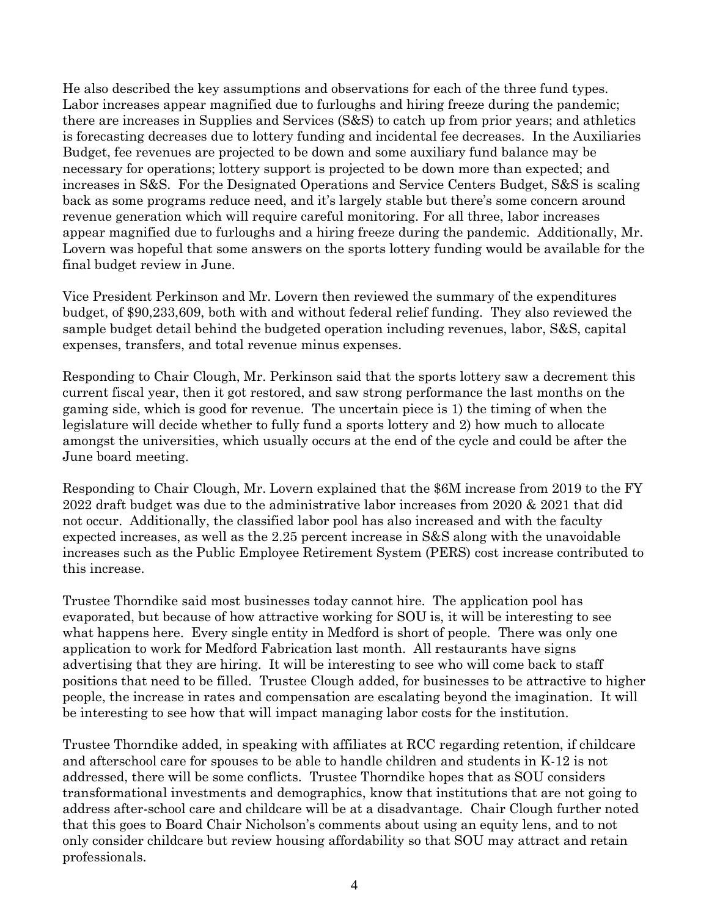He also described the key assumptions and observations for each of the three fund types. Labor increases appear magnified due to furloughs and hiring freeze during the pandemic; there are increases in Supplies and Services (S&S) to catch up from prior years; and athletics is forecasting decreases due to lottery funding and incidental fee decreases. In the Auxiliaries Budget, fee revenues are projected to be down and some auxiliary fund balance may be necessary for operations; lottery support is projected to be down more than expected; and increases in S&S. For the Designated Operations and Service Centers Budget, S&S is scaling back as some programs reduce need, and it's largely stable but there's some concern around revenue generation which will require careful monitoring. For all three, labor increases appear magnified due to furloughs and a hiring freeze during the pandemic. Additionally, Mr. Lovern was hopeful that some answers on the sports lottery funding would be available for the final budget review in June.

Vice President Perkinson and Mr. Lovern then reviewed the summary of the expenditures budget, of $90,233,609, both with and without federal relief funding. They also reviewed the sample budget detail behind the budgeted operation including revenues, labor, S&S, capital expenses, transfers, and total revenue minus expenses.

Responding to Chair Clough, Mr. Perkinson said that the sports lottery saw a decrement this current fiscal year, then it got restored, and saw strong performance the last months on the gaming side, which is good for revenue. The uncertain piece is 1) the timing of when the legislature will decide whether to fully fund a sports lottery and 2) how much to allocate amongst the universities, which usually occurs at the end of the cycle and could be after the June board meeting.

Responding to Chair Clough, Mr. Lovern explained that the $6M increase from 2019 to the FY 2022 draft budget was due to the administrative labor increases from 2020 & 2021 that did not occur. Additionally, the classified labor pool has also increased and with the faculty expected increases, as well as the 2.25 percent increase in S&S along with the unavoidable increases such as the Public Employee Retirement System (PERS) cost increase contributed to this increase.

Trustee Thorndike said most businesses today cannot hire. The application pool has evaporated, but because of how attractive working for SOU is, it will be interesting to see what happens here. Every single entity in Medford is short of people. There was only one application to work for Medford Fabrication last month. All restaurants have signs advertising that they are hiring. It will be interesting to see who will come back to staff positions that need to be filled. Trustee Clough added, for businesses to be attractive to higher people, the increase in rates and compensation are escalating beyond the imagination. It will be interesting to see how that will impact managing labor costs for the institution.

Trustee Thorndike added, in speaking with affiliates at RCC regarding retention, if childcare and afterschool care for spouses to be able to handle children and students in K-12 is not addressed, there will be some conflicts. Trustee Thorndike hopes that as SOU considers transformational investments and demographics, know that institutions that are not going to address after-school care and childcare will be at a disadvantage. Chair Clough further noted that this goes to Board Chair Nicholson's comments about using an equity lens, and to not only consider childcare but review housing affordability so that SOU may attract and retain professionals.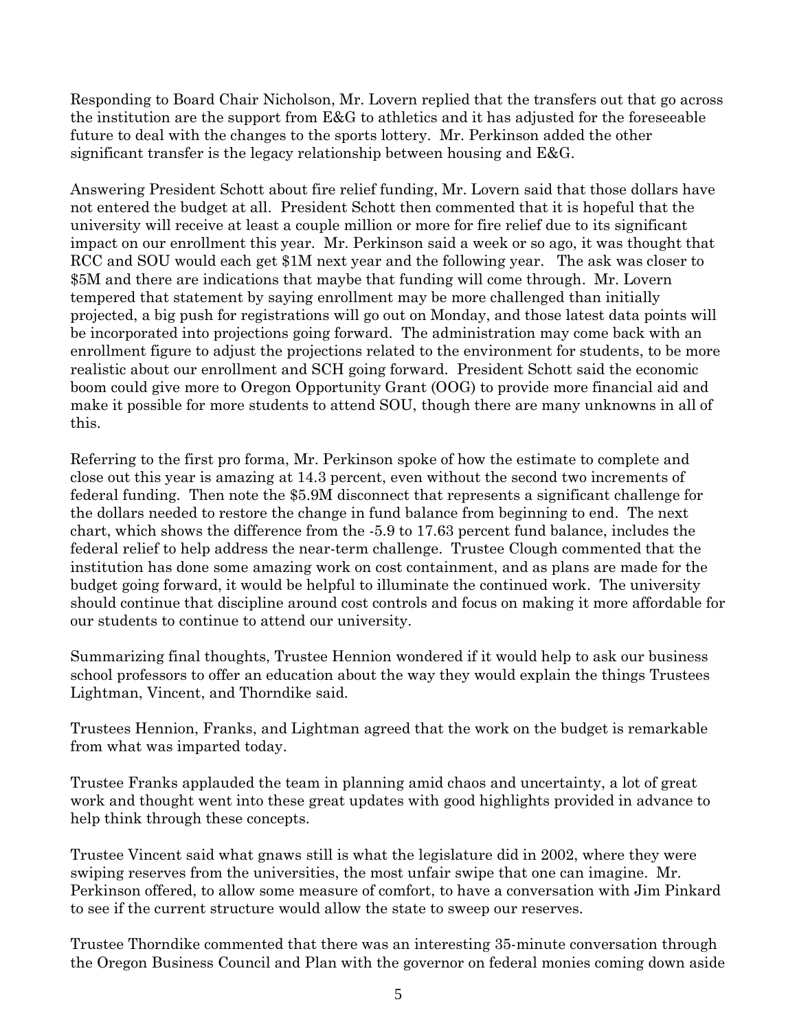Responding to Board Chair Nicholson, Mr. Lovern replied that the transfers out that go across the institution are the support from E&G to athletics and it has adjusted for the foreseeable future to deal with the changes to the sports lottery. Mr. Perkinson added the other significant transfer is the legacy relationship between housing and E&G.

Answering President Schott about fire relief funding, Mr. Lovern said that those dollars have not entered the budget at all. President Schott then commented that it is hopeful that the university will receive at least a couple million or more for fire relief due to its significant impact on our enrollment this year. Mr. Perkinson said a week or so ago, it was thought that RCC and SOU would each get $1M next year and the following year. The ask was closer to $5M and there are indications that maybe that funding will come through. Mr. Lovern tempered that statement by saying enrollment may be more challenged than initially projected, a big push for registrations will go out on Monday, and those latest data points will be incorporated into projections going forward. The administration may come back with an enrollment figure to adjust the projections related to the environment for students, to be more realistic about our enrollment and SCH going forward. President Schott said the economic boom could give more to Oregon Opportunity Grant (OOG) to provide more financial aid and make it possible for more students to attend SOU, though there are many unknowns in all of this.

Referring to the first pro forma, Mr. Perkinson spoke of how the estimate to complete and close out this year is amazing at 14.3 percent, even without the second two increments of federal funding. Then note the $5.9M disconnect that represents a significant challenge for the dollars needed to restore the change in fund balance from beginning to end. The next chart, which shows the difference from the -5.9 to 17.63 percent fund balance, includes the federal relief to help address the near-term challenge. Trustee Clough commented that the institution has done some amazing work on cost containment, and as plans are made for the budget going forward, it would be helpful to illuminate the continued work. The university should continue that discipline around cost controls and focus on making it more affordable for our students to continue to attend our university.

Summarizing final thoughts, Trustee Hennion wondered if it would help to ask our business school professors to offer an education about the way they would explain the things Trustees Lightman, Vincent, and Thorndike said.

Trustees Hennion, Franks, and Lightman agreed that the work on the budget is remarkable from what was imparted today.

Trustee Franks applauded the team in planning amid chaos and uncertainty, a lot of great work and thought went into these great updates with good highlights provided in advance to help think through these concepts.

Trustee Vincent said what gnaws still is what the legislature did in 2002, where they were swiping reserves from the universities, the most unfair swipe that one can imagine. Mr. Perkinson offered, to allow some measure of comfort, to have a conversation with Jim Pinkard to see if the current structure would allow the state to sweep our reserves.

Trustee Thorndike commented that there was an interesting 35-minute conversation through the Oregon Business Council and Plan with the governor on federal monies coming down aside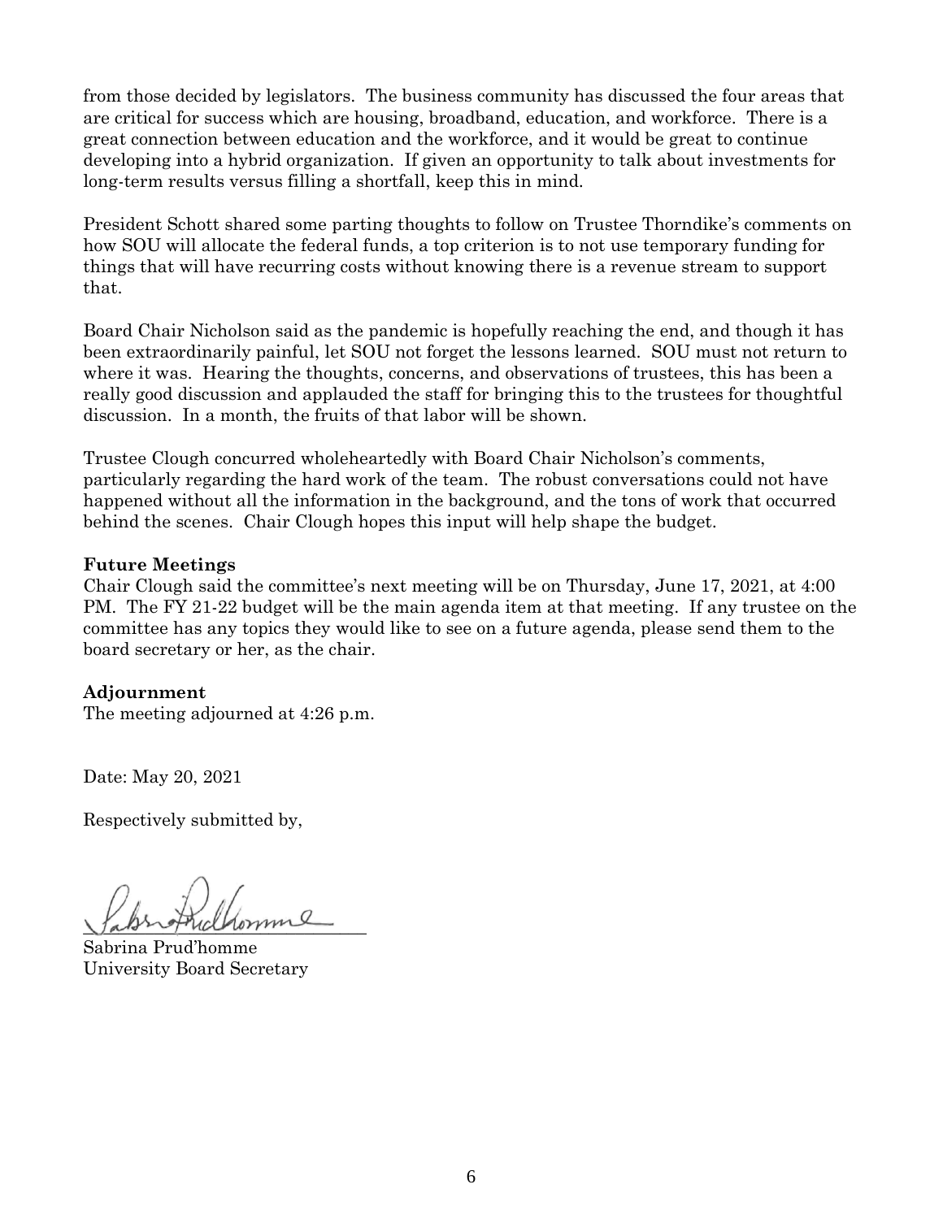from those decided by legislators. The business community has discussed the four areas that are critical for success which are housing, broadband, education, and workforce. There is a great connection between education and the workforce, and it would be great to continue developing into a hybrid organization. If given an opportunity to talk about investments for long-term results versus filling a shortfall, keep this in mind.

President Schott shared some parting thoughts to follow on Trustee Thorndike's comments on how SOU will allocate the federal funds, a top criterion is to not use temporary funding for things that will have recurring costs without knowing there is a revenue stream to support that.

Board Chair Nicholson said as the pandemic is hopefully reaching the end, and though it has been extraordinarily painful, let SOU not forget the lessons learned. SOU must not return to where it was. Hearing the thoughts, concerns, and observations of trustees, this has been a really good discussion and applauded the staff for bringing this to the trustees for thoughtful discussion. In a month, the fruits of that labor will be shown.

Trustee Clough concurred wholeheartedly with Board Chair Nicholson's comments, particularly regarding the hard work of the team. The robust conversations could not have happened without all the information in the background, and the tons of work that occurred behind the scenes. Chair Clough hopes this input will help shape the budget.

**Future Meetings**
Chair Clough said the committee's next meeting will be on Thursday, June 17, 2021, at 4:00 PM. The FY 21-22 budget will be the main agenda item at that meeting. If any trustee on the committee has any topics they would like to see on a future agenda, please send them to the board secretary or her, as the chair.

**Adjournment**
The meeting adjourned at 4:26 p.m.

Date: May 20, 2021

Respectively submitted by,

Sabrina Prud'homme
University Board Secretary